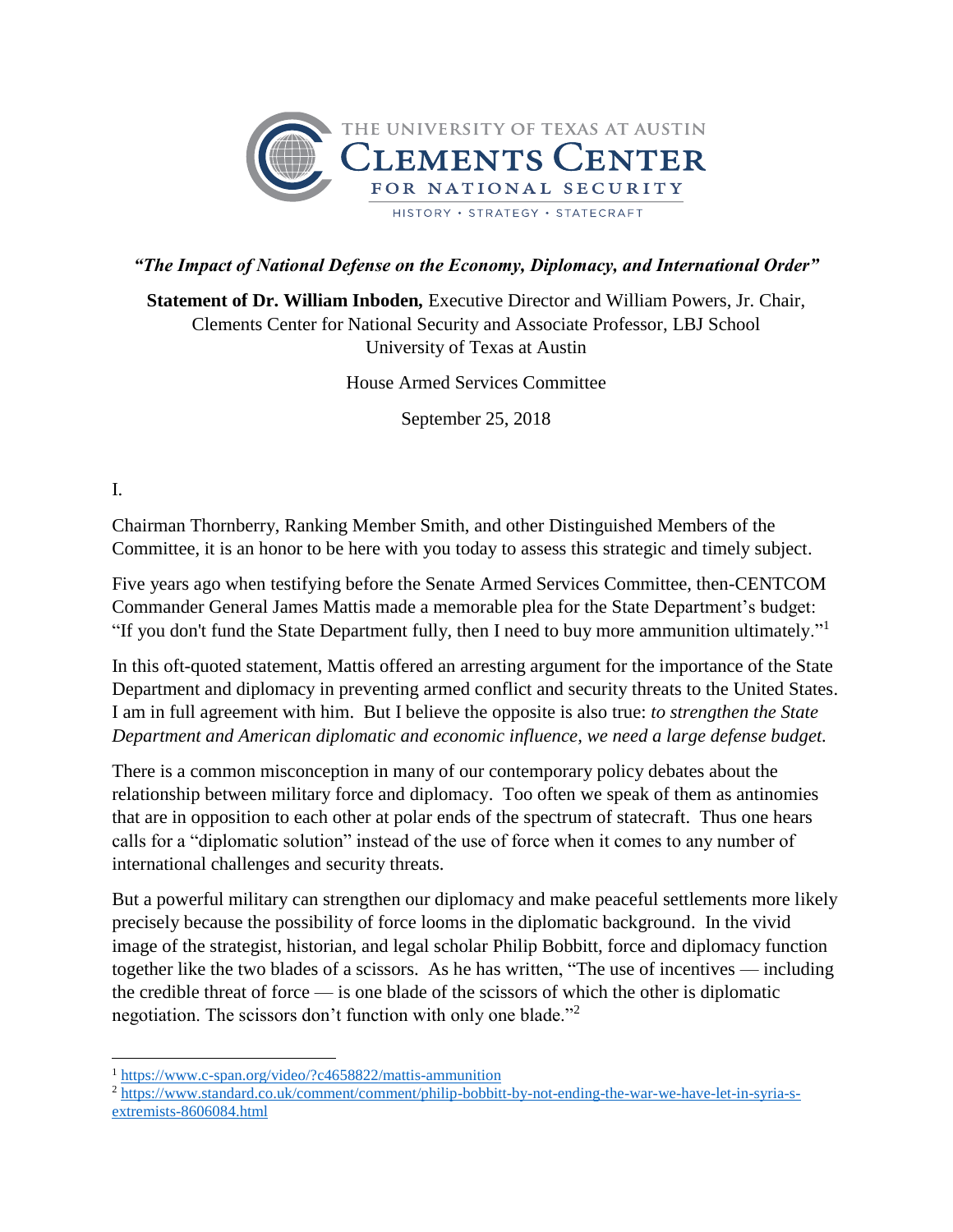THE UNIVERSITY OF TEXAS AT AUSTIN
CLEMENTS CENTER
FOR NATIONAL SECURITY
HISTORY • STRATEGY • STATECRAFT

***"The Impact of National Defense on the Economy, Diplomacy, and International Order"***

**Statement of Dr. William Inboden,** Executive Director and William Powers, Jr. Chair, Clements Center for National Security and Associate Professor, LBJ School
University of Texas at Austin

House Armed Services Committee

September 25, 2018

I.

Chairman Thornberry, Ranking Member Smith, and other Distinguished Members of the Committee, it is an honor to be here with you today to assess this strategic and timely subject.

Five years ago when testifying before the Senate Armed Services Committee, then-CENTCOM Commander General James Mattis made a memorable plea for the State Department's budget: "If you don't fund the State Department fully, then I need to buy more ammunition ultimately."[1]

In this oft-quoted statement, Mattis offered an arresting argument for the importance of the State Department and diplomacy in preventing armed conflict and security threats to the United States. I am in full agreement with him. But I believe the opposite is also true: *to strengthen the State Department and American diplomatic and economic influence, we need a large defense budget.*

There is a common misconception in many of our contemporary policy debates about the relationship between military force and diplomacy. Too often we speak of them as antinomies that are in opposition to each other at polar ends of the spectrum of statecraft. Thus one hears calls for a "diplomatic solution" instead of the use of force when it comes to any number of international challenges and security threats.

But a powerful military can strengthen our diplomacy and make peaceful settlements more likely precisely because the possibility of force looms in the diplomatic background. In the vivid image of the strategist, historian, and legal scholar Philip Bobbitt, force and diplomacy function together like the two blades of a scissors. As he has written, "The use of incentives — including the credible threat of force — is one blade of the scissors of which the other is diplomatic negotiation. The scissors don't function with only one blade."[2]

---

[1] https://www.c-span.org/video/?c4658822/mattis-ammunition

[2] https://www.standard.co.uk/comment/comment/philip-bobbitt-by-not-ending-the-war-we-have-let-in-syria-s-extremists-8606084.html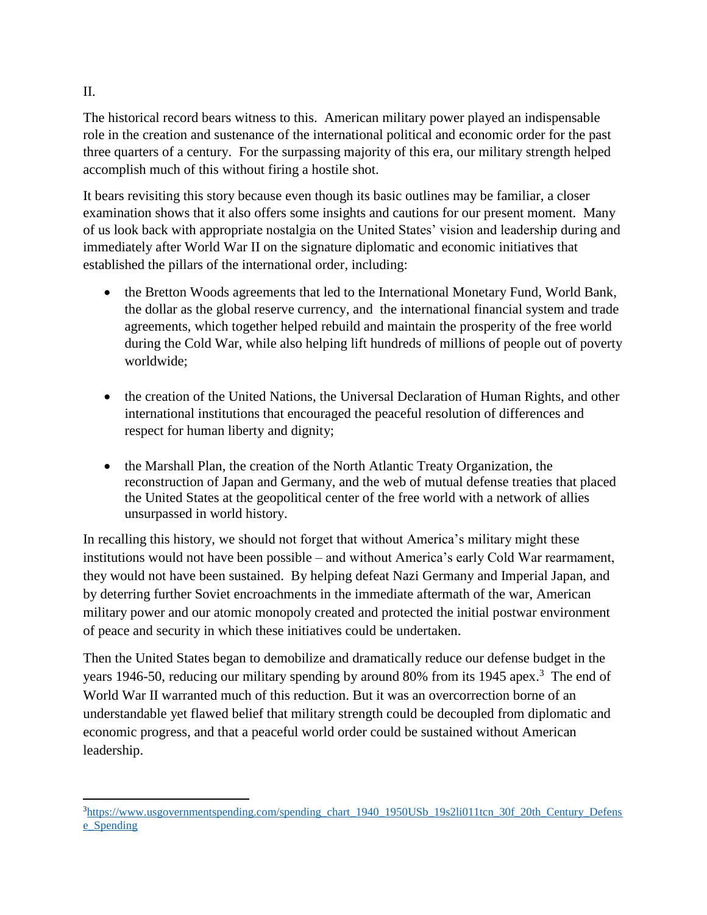## II.

The historical record bears witness to this. American military power played an indispensable role in the creation and sustenance of the international political and economic order for the past three quarters of a century. For the surpassing majority of this era, our military strength helped accomplish much of this without firing a hostile shot.

It bears revisiting this story because even though its basic outlines may be familiar, a closer examination shows that it also offers some insights and cautions for our present moment. Many of us look back with appropriate nostalgia on the United States' vision and leadership during and immediately after World War II on the signature diplomatic and economic initiatives that established the pillars of the international order, including:

- the Bretton Woods agreements that led to the International Monetary Fund, World Bank, the dollar as the global reserve currency, and the international financial system and trade agreements, which together helped rebuild and maintain the prosperity of the free world during the Cold War, while also helping lift hundreds of millions of people out of poverty worldwide;

- the creation of the United Nations, the Universal Declaration of Human Rights, and other international institutions that encouraged the peaceful resolution of differences and respect for human liberty and dignity;

- the Marshall Plan, the creation of the North Atlantic Treaty Organization, the reconstruction of Japan and Germany, and the web of mutual defense treaties that placed the United States at the geopolitical center of the free world with a network of allies unsurpassed in world history.

In recalling this history, we should not forget that without America's military might these institutions would not have been possible – and without America's early Cold War rearmament, they would not have been sustained. By helping defeat Nazi Germany and Imperial Japan, and by deterring further Soviet encroachments in the immediate aftermath of the war, American military power and our atomic monopoly created and protected the initial postwar environment of peace and security in which these initiatives could be undertaken.

Then the United States began to demobilize and dramatically reduce our defense budget in the years 1946-50, reducing our military spending by around 80% from its 1945 apex.[3] The end of World War II warranted much of this reduction. But it was an overcorrection borne of an understandable yet flawed belief that military strength could be decoupled from diplomatic and economic progress, and that a peaceful world order could be sustained without American leadership.

---

[3] https://www.usgovernmentspending.com/spending_chart_1940_1950USb_19s2li011tcn_30f_20th_Century_Defense_Spending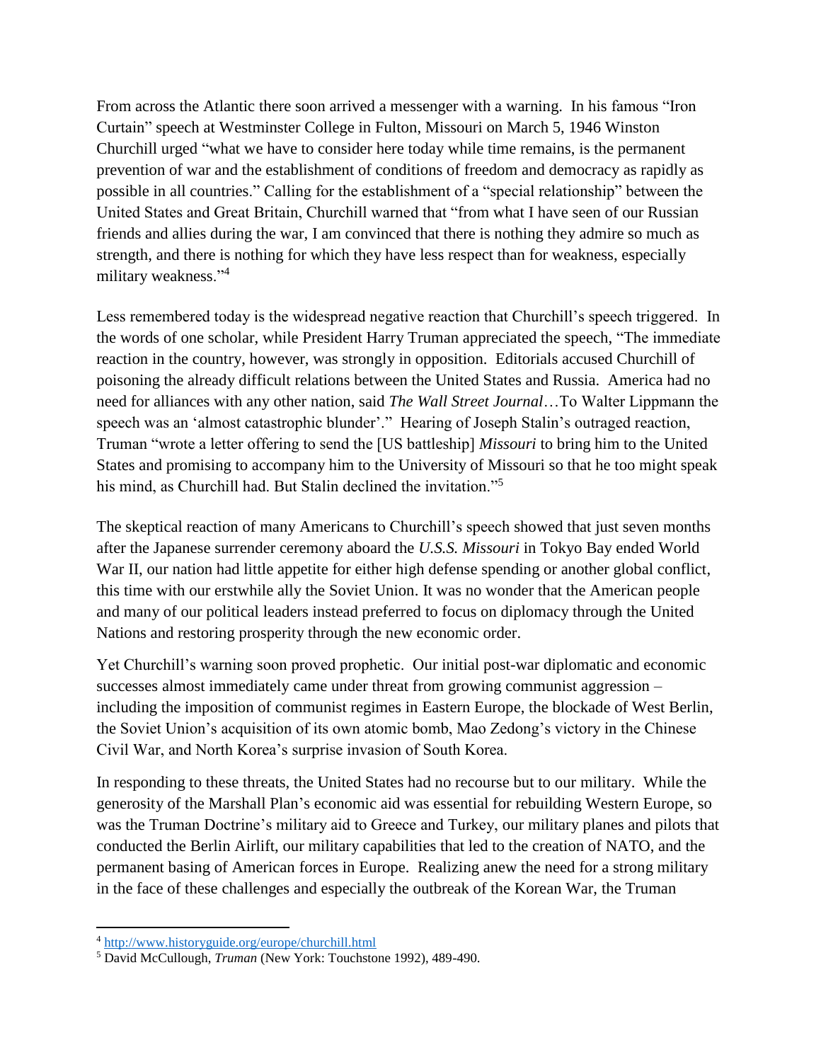From across the Atlantic there soon arrived a messenger with a warning. In his famous "Iron Curtain" speech at Westminster College in Fulton, Missouri on March 5, 1946 Winston Churchill urged "what we have to consider here today while time remains, is the permanent prevention of war and the establishment of conditions of freedom and democracy as rapidly as possible in all countries." Calling for the establishment of a "special relationship" between the United States and Great Britain, Churchill warned that "from what I have seen of our Russian friends and allies during the war, I am convinced that there is nothing they admire so much as strength, and there is nothing for which they have less respect than for weakness, especially military weakness."[4]

Less remembered today is the widespread negative reaction that Churchill's speech triggered. In the words of one scholar, while President Harry Truman appreciated the speech, "The immediate reaction in the country, however, was strongly in opposition. Editorials accused Churchill of poisoning the already difficult relations between the United States and Russia. America had no need for alliances with any other nation, said *The Wall Street Journal*…To Walter Lippmann the speech was an 'almost catastrophic blunder'." Hearing of Joseph Stalin's outraged reaction, Truman "wrote a letter offering to send the [US battleship] *Missouri* to bring him to the United States and promising to accompany him to the University of Missouri so that he too might speak his mind, as Churchill had. But Stalin declined the invitation."[5]

The skeptical reaction of many Americans to Churchill's speech showed that just seven months after the Japanese surrender ceremony aboard the *U.S.S. Missouri* in Tokyo Bay ended World War II, our nation had little appetite for either high defense spending or another global conflict, this time with our erstwhile ally the Soviet Union. It was no wonder that the American people and many of our political leaders instead preferred to focus on diplomacy through the United Nations and restoring prosperity through the new economic order.

Yet Churchill's warning soon proved prophetic. Our initial post-war diplomatic and economic successes almost immediately came under threat from growing communist aggression – including the imposition of communist regimes in Eastern Europe, the blockade of West Berlin, the Soviet Union's acquisition of its own atomic bomb, Mao Zedong's victory in the Chinese Civil War, and North Korea's surprise invasion of South Korea.

In responding to these threats, the United States had no recourse but to our military. While the generosity of the Marshall Plan's economic aid was essential for rebuilding Western Europe, so was the Truman Doctrine's military aid to Greece and Turkey, our military planes and pilots that conducted the Berlin Airlift, our military capabilities that led to the creation of NATO, and the permanent basing of American forces in Europe. Realizing anew the need for a strong military in the face of these challenges and especially the outbreak of the Korean War, the Truman

---

[4] http://www.historyguide.org/europe/churchill.html

[5] David McCullough, *Truman* (New York: Touchstone 1992), 489-490.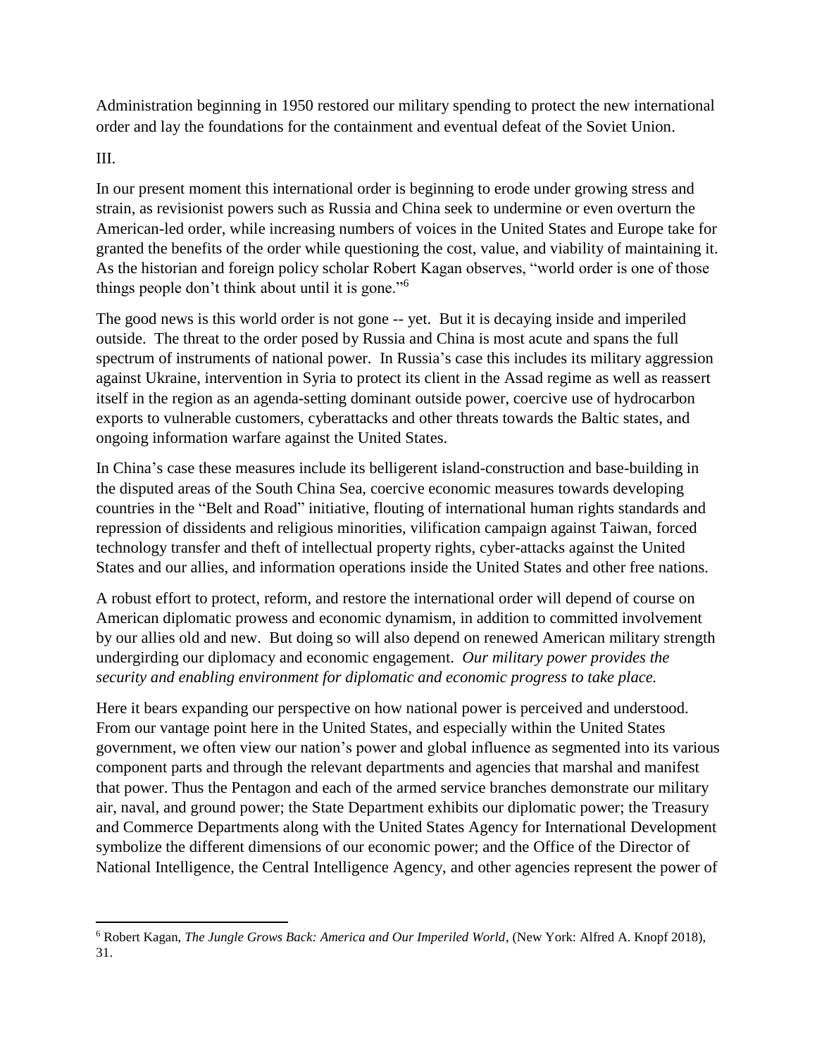Administration beginning in 1950 restored our military spending to protect the new international order and lay the foundations for the containment and eventual defeat of the Soviet Union.

III.

In our present moment this international order is beginning to erode under growing stress and strain, as revisionist powers such as Russia and China seek to undermine or even overturn the American-led order, while increasing numbers of voices in the United States and Europe take for granted the benefits of the order while questioning the cost, value, and viability of maintaining it. As the historian and foreign policy scholar Robert Kagan observes, "world order is one of those things people don't think about until it is gone."[6]

The good news is this world order is not gone -- yet. But it is decaying inside and imperiled outside. The threat to the order posed by Russia and China is most acute and spans the full spectrum of instruments of national power. In Russia's case this includes its military aggression against Ukraine, intervention in Syria to protect its client in the Assad regime as well as reassert itself in the region as an agenda-setting dominant outside power, coercive use of hydrocarbon exports to vulnerable customers, cyberattacks and other threats towards the Baltic states, and ongoing information warfare against the United States.

In China's case these measures include its belligerent island-construction and base-building in the disputed areas of the South China Sea, coercive economic measures towards developing countries in the "Belt and Road" initiative, flouting of international human rights standards and repression of dissidents and religious minorities, vilification campaign against Taiwan, forced technology transfer and theft of intellectual property rights, cyber-attacks against the United States and our allies, and information operations inside the United States and other free nations.

A robust effort to protect, reform, and restore the international order will depend of course on American diplomatic prowess and economic dynamism, in addition to committed involvement by our allies old and new. But doing so will also depend on renewed American military strength undergirding our diplomacy and economic engagement. *Our military power provides the security and enabling environment for diplomatic and economic progress to take place.*

Here it bears expanding our perspective on how national power is perceived and understood. From our vantage point here in the United States, and especially within the United States government, we often view our nation's power and global influence as segmented into its various component parts and through the relevant departments and agencies that marshal and manifest that power. Thus the Pentagon and each of the armed service branches demonstrate our military air, naval, and ground power; the State Department exhibits our diplomatic power; the Treasury and Commerce Departments along with the United States Agency for International Development symbolize the different dimensions of our economic power; and the Office of the Director of National Intelligence, the Central Intelligence Agency, and other agencies represent the power of

[6] Robert Kagan, *The Jungle Grows Back: America and Our Imperiled World*, (New York: Alfred A. Knopf 2018), 31.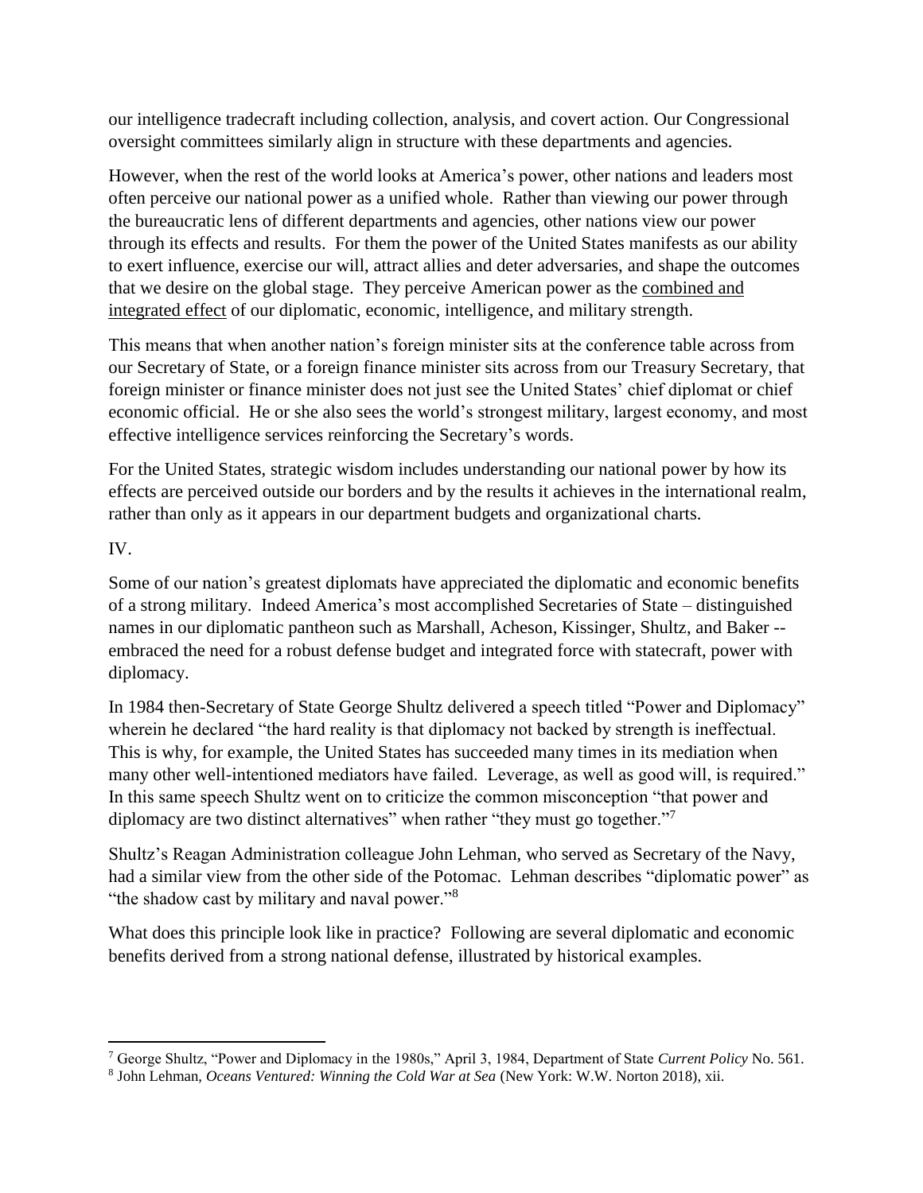our intelligence tradecraft including collection, analysis, and covert action. Our Congressional oversight committees similarly align in structure with these departments and agencies.

However, when the rest of the world looks at America's power, other nations and leaders most often perceive our national power as a unified whole. Rather than viewing our power through the bureaucratic lens of different departments and agencies, other nations view our power through its effects and results. For them the power of the United States manifests as our ability to exert influence, exercise our will, attract allies and deter adversaries, and shape the outcomes that we desire on the global stage. They perceive American power as the <u>combined and integrated effect</u> of our diplomatic, economic, intelligence, and military strength.

This means that when another nation's foreign minister sits at the conference table across from our Secretary of State, or a foreign finance minister sits across from our Treasury Secretary, that foreign minister or finance minister does not just see the United States' chief diplomat or chief economic official. He or she also sees the world's strongest military, largest economy, and most effective intelligence services reinforcing the Secretary's words.

For the United States, strategic wisdom includes understanding our national power by how its effects are perceived outside our borders and by the results it achieves in the international realm, rather than only as it appears in our department budgets and organizational charts.

IV.

Some of our nation's greatest diplomats have appreciated the diplomatic and economic benefits of a strong military. Indeed America's most accomplished Secretaries of State – distinguished names in our diplomatic pantheon such as Marshall, Acheson, Kissinger, Shultz, and Baker -- embraced the need for a robust defense budget and integrated force with statecraft, power with diplomacy.

In 1984 then-Secretary of State George Shultz delivered a speech titled "Power and Diplomacy" wherein he declared "the hard reality is that diplomacy not backed by strength is ineffectual. This is why, for example, the United States has succeeded many times in its mediation when many other well-intentioned mediators have failed. Leverage, as well as good will, is required." In this same speech Shultz went on to criticize the common misconception "that power and diplomacy are two distinct alternatives" when rather "they must go together."[7]

Shultz's Reagan Administration colleague John Lehman, who served as Secretary of the Navy, had a similar view from the other side of the Potomac. Lehman describes "diplomatic power" as "the shadow cast by military and naval power."[8]

What does this principle look like in practice? Following are several diplomatic and economic benefits derived from a strong national defense, illustrated by historical examples.

---

[7] George Shultz, "Power and Diplomacy in the 1980s," April 3, 1984, Department of State *Current Policy* No. 561.

[8] John Lehman, *Oceans Ventured: Winning the Cold War at Sea* (New York: W.W. Norton 2018), xii.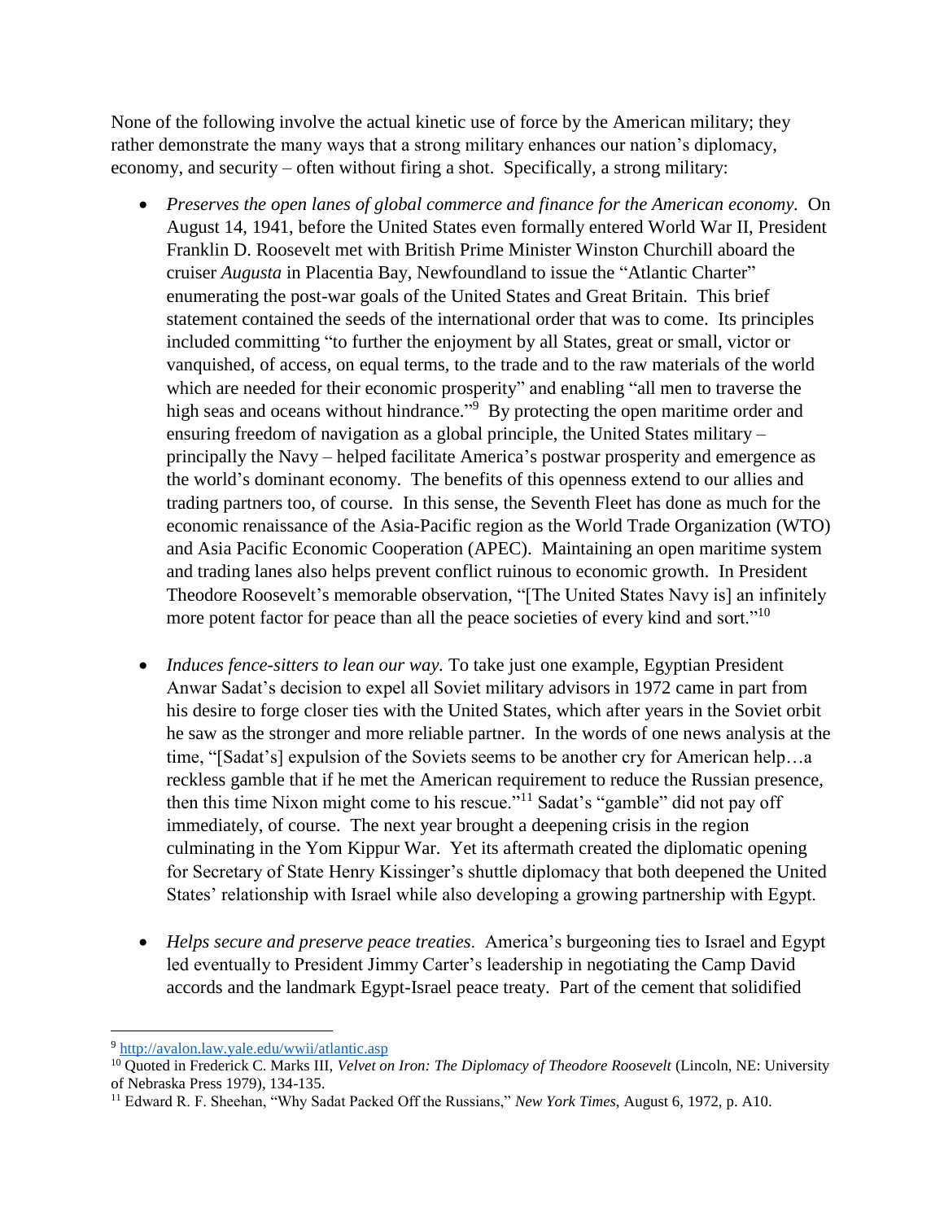None of the following involve the actual kinetic use of force by the American military; they rather demonstrate the many ways that a strong military enhances our nation's diplomacy, economy, and security – often without firing a shot. Specifically, a strong military:

- *Preserves the open lanes of global commerce and finance for the American economy.* On August 14, 1941, before the United States even formally entered World War II, President Franklin D. Roosevelt met with British Prime Minister Winston Churchill aboard the cruiser *Augusta* in Placentia Bay, Newfoundland to issue the "Atlantic Charter" enumerating the post-war goals of the United States and Great Britain. This brief statement contained the seeds of the international order that was to come. Its principles included committing "to further the enjoyment by all States, great or small, victor or vanquished, of access, on equal terms, to the trade and to the raw materials of the world which are needed for their economic prosperity" and enabling "all men to traverse the high seas and oceans without hindrance."[9] By protecting the open maritime order and ensuring freedom of navigation as a global principle, the United States military – principally the Navy – helped facilitate America's postwar prosperity and emergence as the world's dominant economy. The benefits of this openness extend to our allies and trading partners too, of course. In this sense, the Seventh Fleet has done as much for the economic renaissance of the Asia-Pacific region as the World Trade Organization (WTO) and Asia Pacific Economic Cooperation (APEC). Maintaining an open maritime system and trading lanes also helps prevent conflict ruinous to economic growth. In President Theodore Roosevelt's memorable observation, "[The United States Navy is] an infinitely more potent factor for peace than all the peace societies of every kind and sort."[10]

- *Induces fence-sitters to lean our way.* To take just one example, Egyptian President Anwar Sadat's decision to expel all Soviet military advisors in 1972 came in part from his desire to forge closer ties with the United States, which after years in the Soviet orbit he saw as the stronger and more reliable partner. In the words of one news analysis at the time, "[Sadat's] expulsion of the Soviets seems to be another cry for American help…a reckless gamble that if he met the American requirement to reduce the Russian presence, then this time Nixon might come to his rescue."[11] Sadat's "gamble" did not pay off immediately, of course. The next year brought a deepening crisis in the region culminating in the Yom Kippur War. Yet its aftermath created the diplomatic opening for Secretary of State Henry Kissinger's shuttle diplomacy that both deepened the United States' relationship with Israel while also developing a growing partnership with Egypt.

- *Helps secure and preserve peace treaties*. America's burgeoning ties to Israel and Egypt led eventually to President Jimmy Carter's leadership in negotiating the Camp David accords and the landmark Egypt-Israel peace treaty. Part of the cement that solidified

---

[9] http://avalon.law.yale.edu/wwii/atlantic.asp

[10] Quoted in Frederick C. Marks III, *Velvet on Iron: The Diplomacy of Theodore Roosevelt* (Lincoln, NE: University of Nebraska Press 1979), 134-135.

[11] Edward R. F. Sheehan, "Why Sadat Packed Off the Russians," *New York Times*, August 6, 1972, p. A10.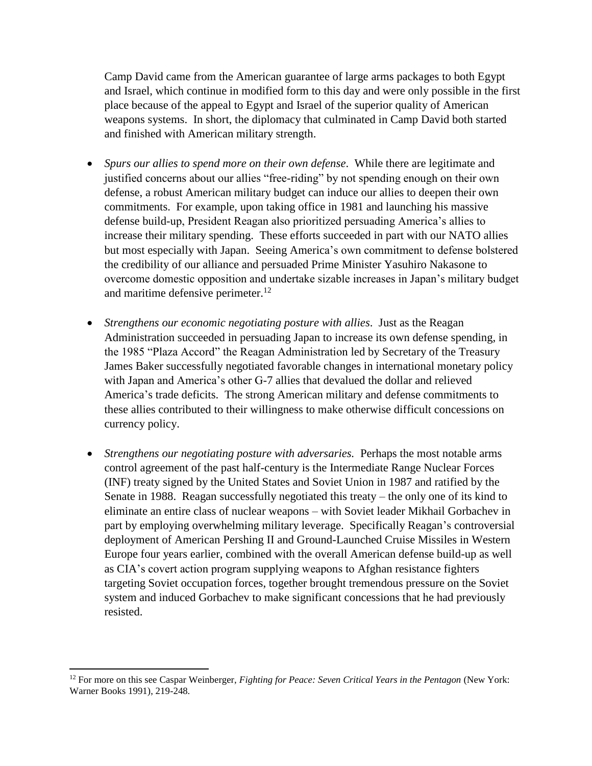Camp David came from the American guarantee of large arms packages to both Egypt and Israel, which continue in modified form to this day and were only possible in the first place because of the appeal to Egypt and Israel of the superior quality of American weapons systems. In short, the diplomacy that culminated in Camp David both started and finished with American military strength.

- *Spurs our allies to spend more on their own defense*. While there are legitimate and justified concerns about our allies "free-riding" by not spending enough on their own defense, a robust American military budget can induce our allies to deepen their own commitments. For example, upon taking office in 1981 and launching his massive defense build-up, President Reagan also prioritized persuading America's allies to increase their military spending. These efforts succeeded in part with our NATO allies but most especially with Japan. Seeing America's own commitment to defense bolstered the credibility of our alliance and persuaded Prime Minister Yasuhiro Nakasone to overcome domestic opposition and undertake sizable increases in Japan's military budget and maritime defensive perimeter.[12]

- *Strengthens our economic negotiating posture with allies*. Just as the Reagan Administration succeeded in persuading Japan to increase its own defense spending, in the 1985 "Plaza Accord" the Reagan Administration led by Secretary of the Treasury James Baker successfully negotiated favorable changes in international monetary policy with Japan and America's other G-7 allies that devalued the dollar and relieved America's trade deficits. The strong American military and defense commitments to these allies contributed to their willingness to make otherwise difficult concessions on currency policy.

- *Strengthens our negotiating posture with adversaries.* Perhaps the most notable arms control agreement of the past half-century is the Intermediate Range Nuclear Forces (INF) treaty signed by the United States and Soviet Union in 1987 and ratified by the Senate in 1988. Reagan successfully negotiated this treaty – the only one of its kind to eliminate an entire class of nuclear weapons – with Soviet leader Mikhail Gorbachev in part by employing overwhelming military leverage. Specifically Reagan's controversial deployment of American Pershing II and Ground-Launched Cruise Missiles in Western Europe four years earlier, combined with the overall American defense build-up as well as CIA's covert action program supplying weapons to Afghan resistance fighters targeting Soviet occupation forces, together brought tremendous pressure on the Soviet system and induced Gorbachev to make significant concessions that he had previously resisted.

---

[12] For more on this see Caspar Weinberger, *Fighting for Peace: Seven Critical Years in the Pentagon* (New York: Warner Books 1991), 219-248.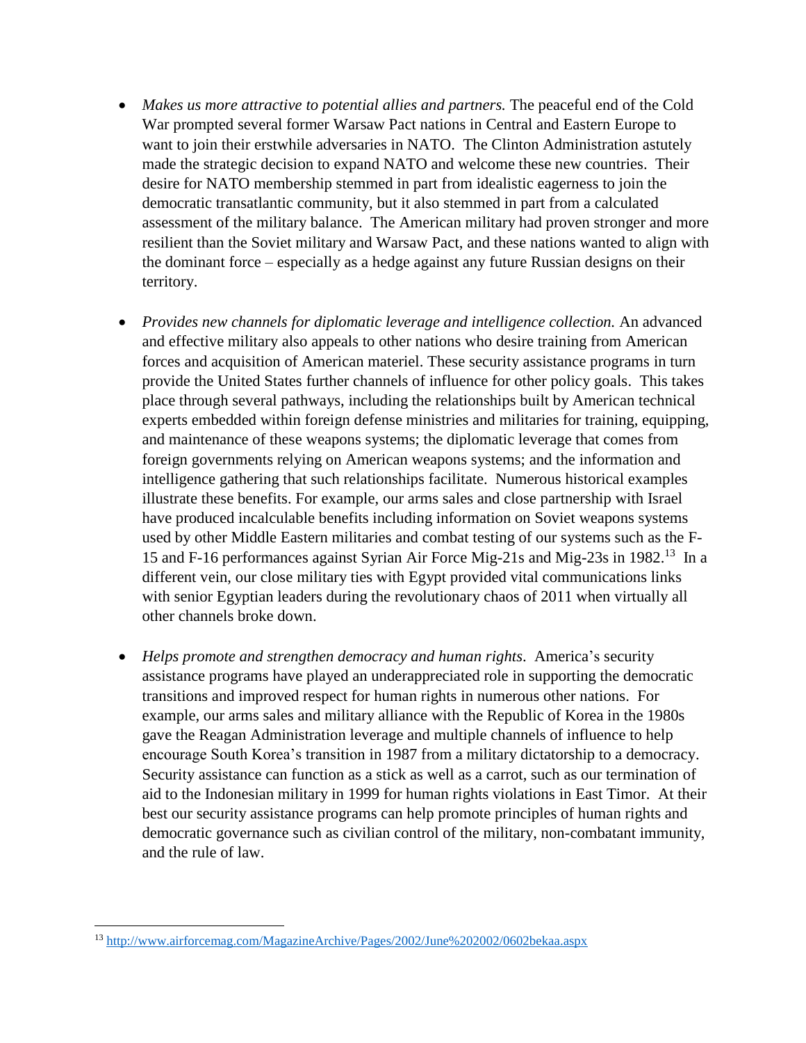- *Makes us more attractive to potential allies and partners.* The peaceful end of the Cold War prompted several former Warsaw Pact nations in Central and Eastern Europe to want to join their erstwhile adversaries in NATO. The Clinton Administration astutely made the strategic decision to expand NATO and welcome these new countries. Their desire for NATO membership stemmed in part from idealistic eagerness to join the democratic transatlantic community, but it also stemmed in part from a calculated assessment of the military balance. The American military had proven stronger and more resilient than the Soviet military and Warsaw Pact, and these nations wanted to align with the dominant force – especially as a hedge against any future Russian designs on their territory.

- *Provides new channels for diplomatic leverage and intelligence collection.* An advanced and effective military also appeals to other nations who desire training from American forces and acquisition of American materiel. These security assistance programs in turn provide the United States further channels of influence for other policy goals. This takes place through several pathways, including the relationships built by American technical experts embedded within foreign defense ministries and militaries for training, equipping, and maintenance of these weapons systems; the diplomatic leverage that comes from foreign governments relying on American weapons systems; and the information and intelligence gathering that such relationships facilitate. Numerous historical examples illustrate these benefits. For example, our arms sales and close partnership with Israel have produced incalculable benefits including information on Soviet weapons systems used by other Middle Eastern militaries and combat testing of our systems such as the F-15 and F-16 performances against Syrian Air Force Mig-21s and Mig-23s in 1982.[13] In a different vein, our close military ties with Egypt provided vital communications links with senior Egyptian leaders during the revolutionary chaos of 2011 when virtually all other channels broke down.

- *Helps promote and strengthen democracy and human rights*. America's security assistance programs have played an underappreciated role in supporting the democratic transitions and improved respect for human rights in numerous other nations. For example, our arms sales and military alliance with the Republic of Korea in the 1980s gave the Reagan Administration leverage and multiple channels of influence to help encourage South Korea's transition in 1987 from a military dictatorship to a democracy. Security assistance can function as a stick as well as a carrot, such as our termination of aid to the Indonesian military in 1999 for human rights violations in East Timor. At their best our security assistance programs can help promote principles of human rights and democratic governance such as civilian control of the military, non-combatant immunity, and the rule of law.

---

[13] http://www.airforcemag.com/MagazineArchive/Pages/2002/June%202002/0602bekaa.aspx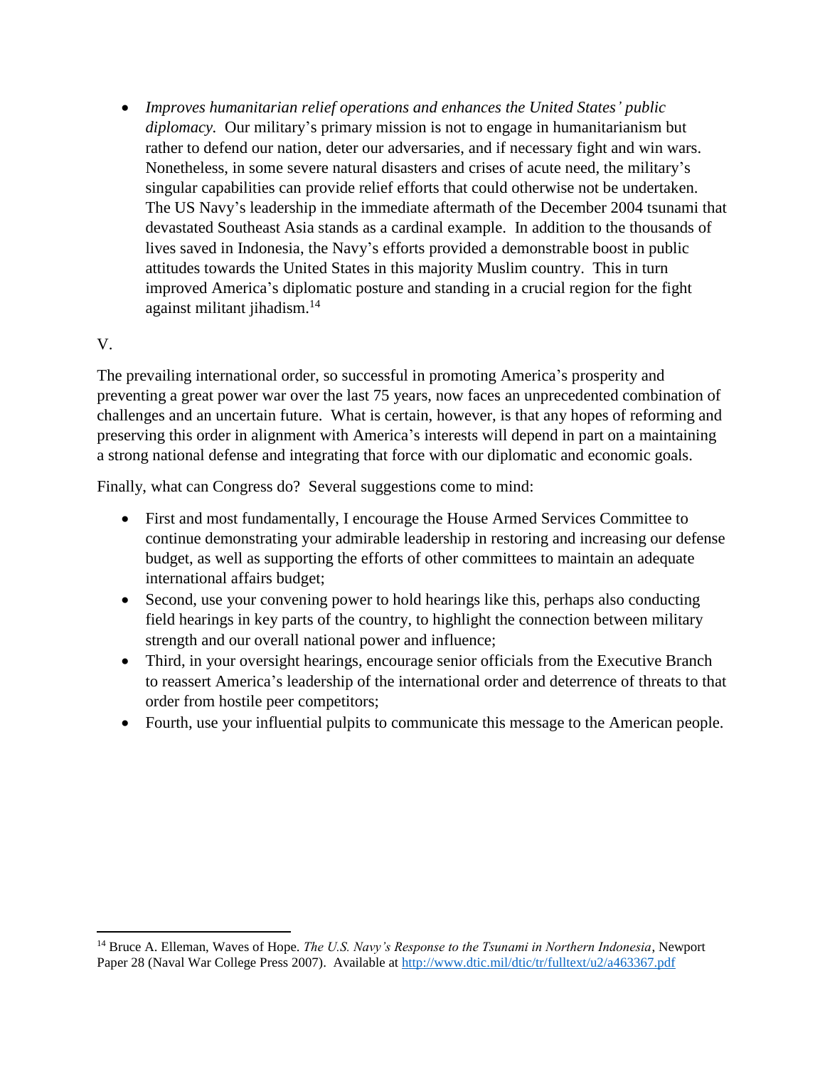- *Improves humanitarian relief operations and enhances the United States' public diplomacy.* Our military's primary mission is not to engage in humanitarianism but rather to defend our nation, deter our adversaries, and if necessary fight and win wars. Nonetheless, in some severe natural disasters and crises of acute need, the military's singular capabilities can provide relief efforts that could otherwise not be undertaken. The US Navy's leadership in the immediate aftermath of the December 2004 tsunami that devastated Southeast Asia stands as a cardinal example. In addition to the thousands of lives saved in Indonesia, the Navy's efforts provided a demonstrable boost in public attitudes towards the United States in this majority Muslim country. This in turn improved America's diplomatic posture and standing in a crucial region for the fight against militant jihadism.[14]

V.

The prevailing international order, so successful in promoting America's prosperity and preventing a great power war over the last 75 years, now faces an unprecedented combination of challenges and an uncertain future. What is certain, however, is that any hopes of reforming and preserving this order in alignment with America's interests will depend in part on a maintaining a strong national defense and integrating that force with our diplomatic and economic goals.

Finally, what can Congress do? Several suggestions come to mind:

- First and most fundamentally, I encourage the House Armed Services Committee to continue demonstrating your admirable leadership in restoring and increasing our defense budget, as well as supporting the efforts of other committees to maintain an adequate international affairs budget;
- Second, use your convening power to hold hearings like this, perhaps also conducting field hearings in key parts of the country, to highlight the connection between military strength and our overall national power and influence;
- Third, in your oversight hearings, encourage senior officials from the Executive Branch to reassert America's leadership of the international order and deterrence of threats to that order from hostile peer competitors;
- Fourth, use your influential pulpits to communicate this message to the American people.

---

[14] Bruce A. Elleman, Waves of Hope. *The U.S. Navy's Response to the Tsunami in Northern Indonesia*, Newport Paper 28 (Naval War College Press 2007). Available at http://www.dtic.mil/dtic/tr/fulltext/u2/a463367.pdf